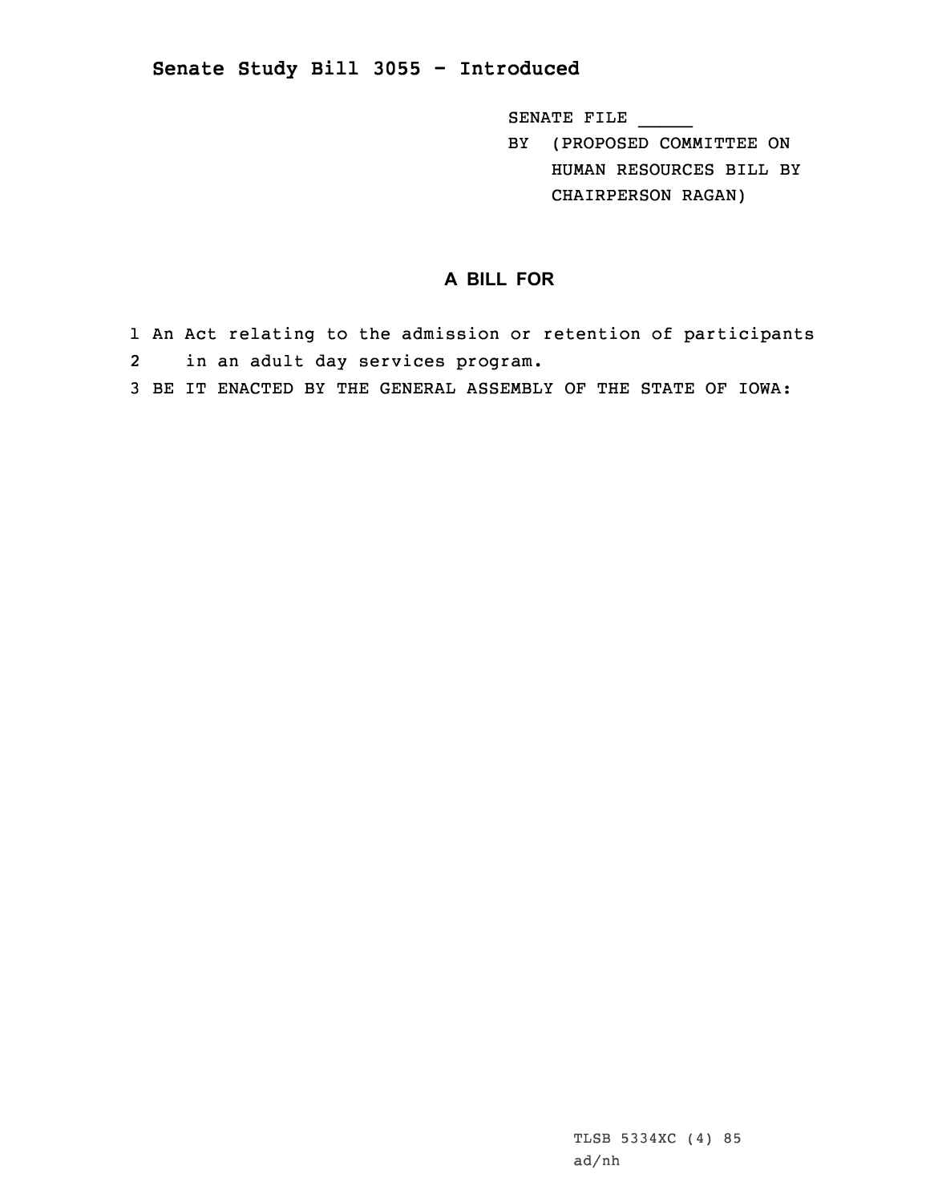## Senate Study Bill 3055 - Introduced

SENATE FILE _____

BY (PROPOSED COMMITTEE ON HUMAN RESOURCES BILL BY CHAIRPERSON RAGAN)

### A BILL FOR

1 An Act relating to the admission or retention of participants
2 in an adult day services program.
3 BE IT ENACTED BY THE GENERAL ASSEMBLY OF THE STATE OF IOWA:

TLSB 5334XC (4) 85
ad/nh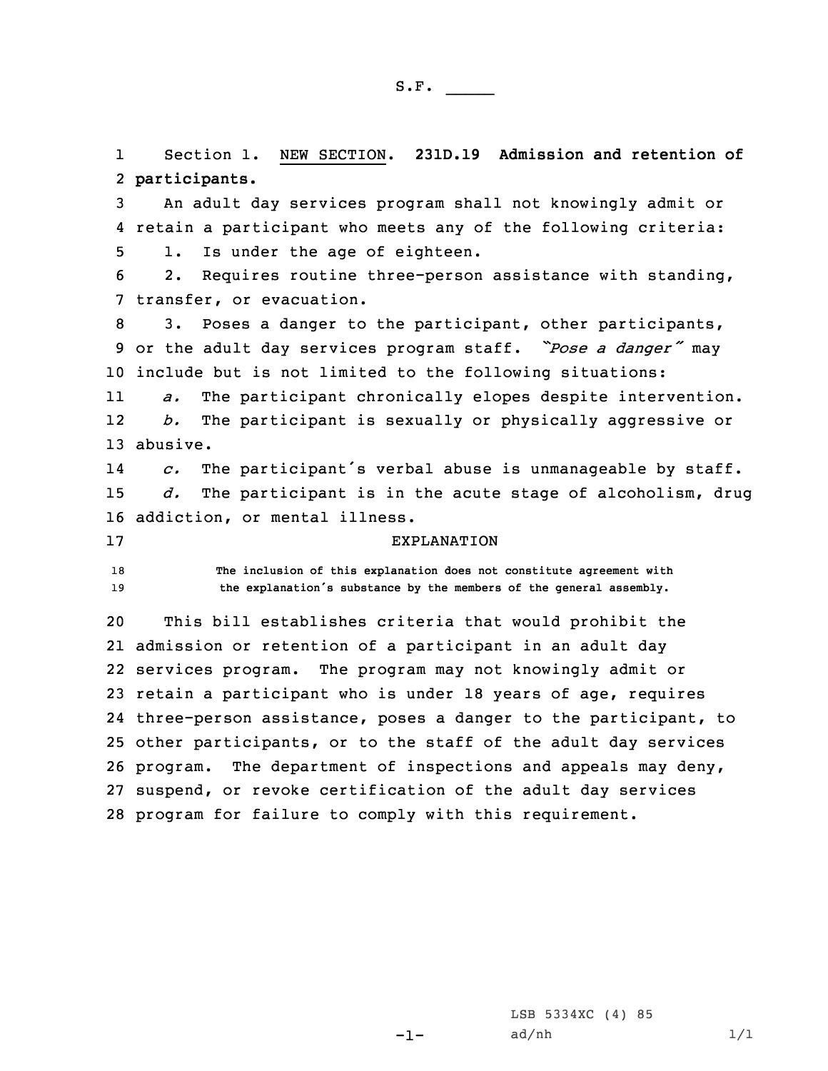Section 1. NEW SECTION. **231D.19 Admission and retention of participants.**

An adult day services program shall not knowingly admit or retain a participant who meets any of the following criteria:

1. Is under the age of eighteen.

2. Requires routine three-person assistance with standing, transfer, or evacuation.

3. Poses a danger to the participant, other participants, or the adult day services program staff. *"Pose a danger"* may include but is not limited to the following situations:

*a.* The participant chronically elopes despite intervention.

*b.* The participant is sexually or physically aggressive or abusive.

*c.* The participant's verbal abuse is unmanageable by staff.

*d.* The participant is in the acute stage of alcoholism, drug addiction, or mental illness.

EXPLANATION

The inclusion of this explanation does not constitute agreement with the explanation's substance by the members of the general assembly.

This bill establishes criteria that would prohibit the admission or retention of a participant in an adult day services program. The program may not knowingly admit or retain a participant who is under 18 years of age, requires three-person assistance, poses a danger to the participant, to other participants, or to the staff of the adult day services program. The department of inspections and appeals may deny, suspend, or revoke certification of the adult day services program for failure to comply with this requirement.

LSB 5334XC (4) 85
ad/nh